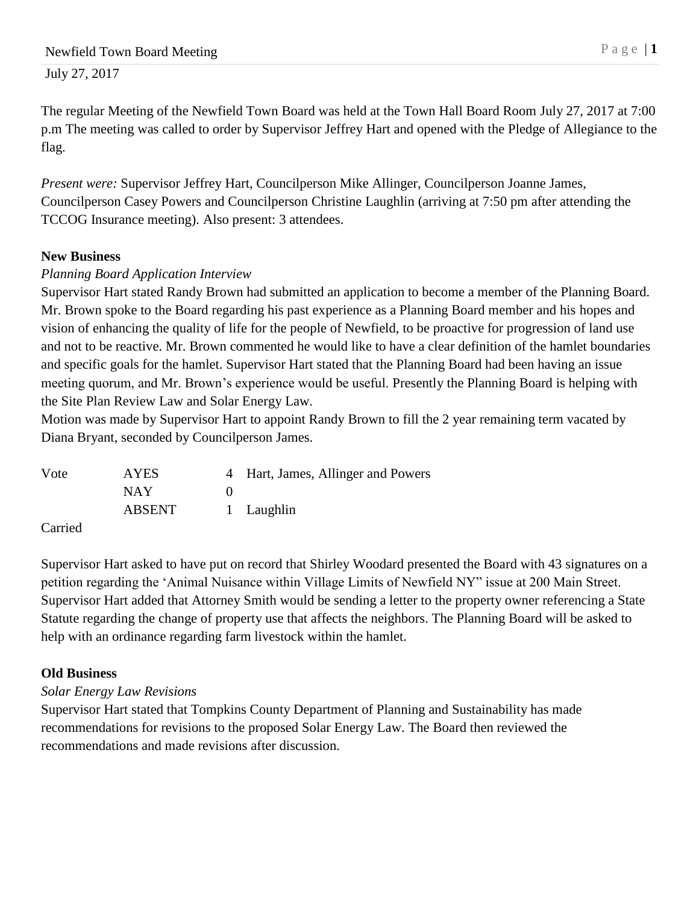The regular Meeting of the Newfield Town Board was held at the Town Hall Board Room July 27, 2017 at 7:00 p.m The meeting was called to order by Supervisor Jeffrey Hart and opened with the Pledge of Allegiance to the flag.

*Present were:* Supervisor Jeffrey Hart, Councilperson Mike Allinger, Councilperson Joanne James, Councilperson Casey Powers and Councilperson Christine Laughlin (arriving at 7:50 pm after attending the TCCOG Insurance meeting). Also present: 3 attendees.

**New Business**

*Planning Board Application Interview*

Supervisor Hart stated Randy Brown had submitted an application to become a member of the Planning Board. Mr. Brown spoke to the Board regarding his past experience as a Planning Board member and his hopes and vision of enhancing the quality of life for the people of Newfield, to be proactive for progression of land use and not to be reactive. Mr. Brown commented he would like to have a clear definition of the hamlet boundaries and specific goals for the hamlet. Supervisor Hart stated that the Planning Board had been having an issue meeting quorum, and Mr. Brown's experience would be useful. Presently the Planning Board is helping with the Site Plan Review Law and Solar Energy Law.

Motion was made by Supervisor Hart to appoint Randy Brown to fill the 2 year remaining term vacated by Diana Bryant, seconded by Councilperson James.

| Vote | AYES | 4 | Hart, James, Allinger and Powers |
|---|---|---|---|
| | NAY | 0 | |
| | ABSENT | 1 | Laughlin |

Carried

Supervisor Hart asked to have put on record that Shirley Woodard presented the Board with 43 signatures on a petition regarding the 'Animal Nuisance within Village Limits of Newfield NY" issue at 200 Main Street. Supervisor Hart added that Attorney Smith would be sending a letter to the property owner referencing a State Statute regarding the change of property use that affects the neighbors. The Planning Board will be asked to help with an ordinance regarding farm livestock within the hamlet.

**Old Business**

*Solar Energy Law Revisions*

Supervisor Hart stated that Tompkins County Department of Planning and Sustainability has made recommendations for revisions to the proposed Solar Energy Law. The Board then reviewed the recommendations and made revisions after discussion.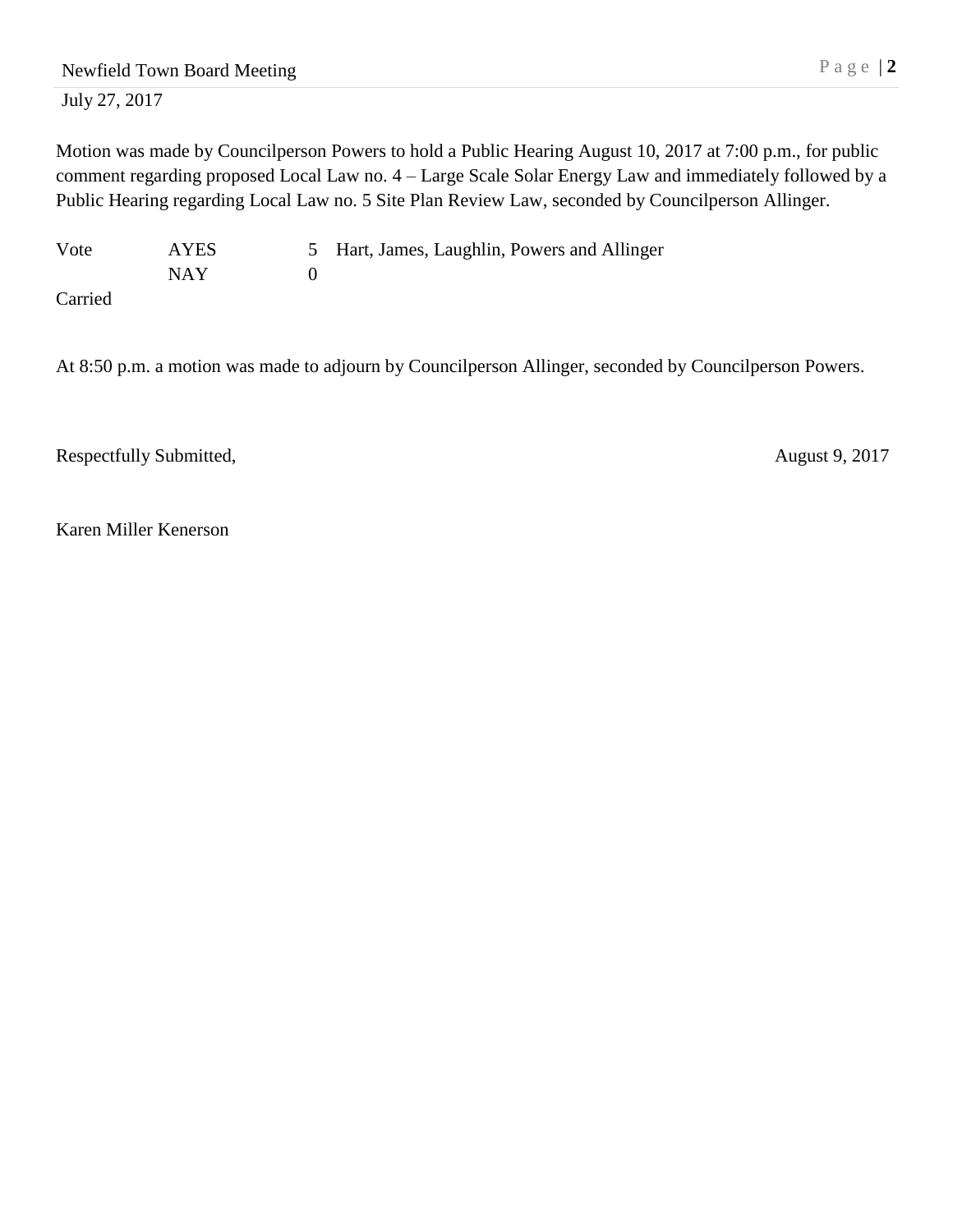Motion was made by Councilperson Powers to hold a Public Hearing August 10, 2017 at 7:00 p.m., for public comment regarding proposed Local Law no. 4 – Large Scale Solar Energy Law and immediately followed by a Public Hearing regarding Local Law no. 5 Site Plan Review Law, seconded by Councilperson Allinger.

| | | | |
|---|---|---|---|
| Vote | AYES | 5 | Hart, James, Laughlin, Powers and Allinger |
| | NAY | 0 | |

Carried

At 8:50 p.m. a motion was made to adjourn by Councilperson Allinger, seconded by Councilperson Powers.

Respectfully Submitted, August 9, 2017

Karen Miller Kenerson